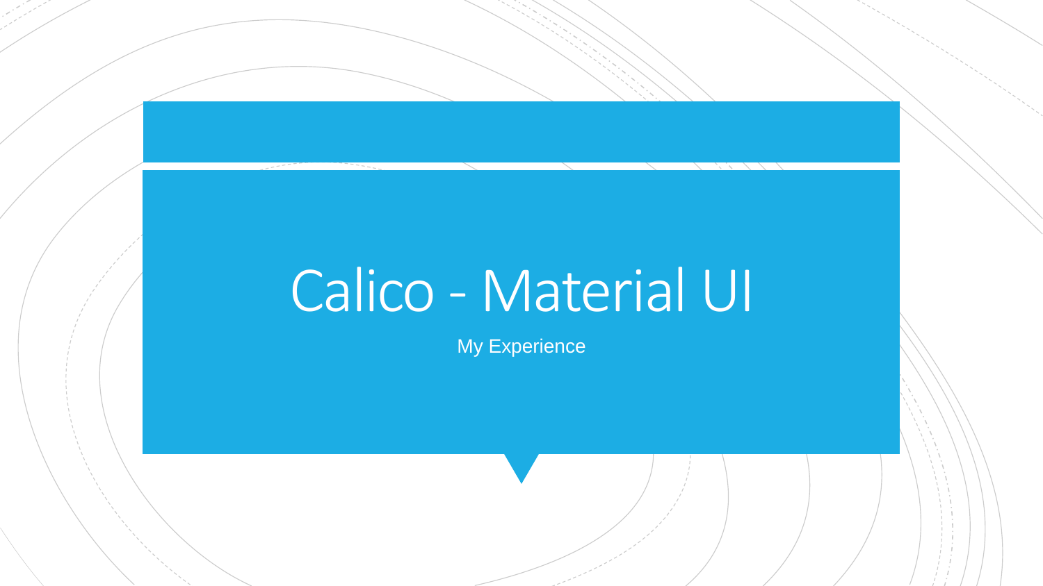# Calico - Material UI

My Experience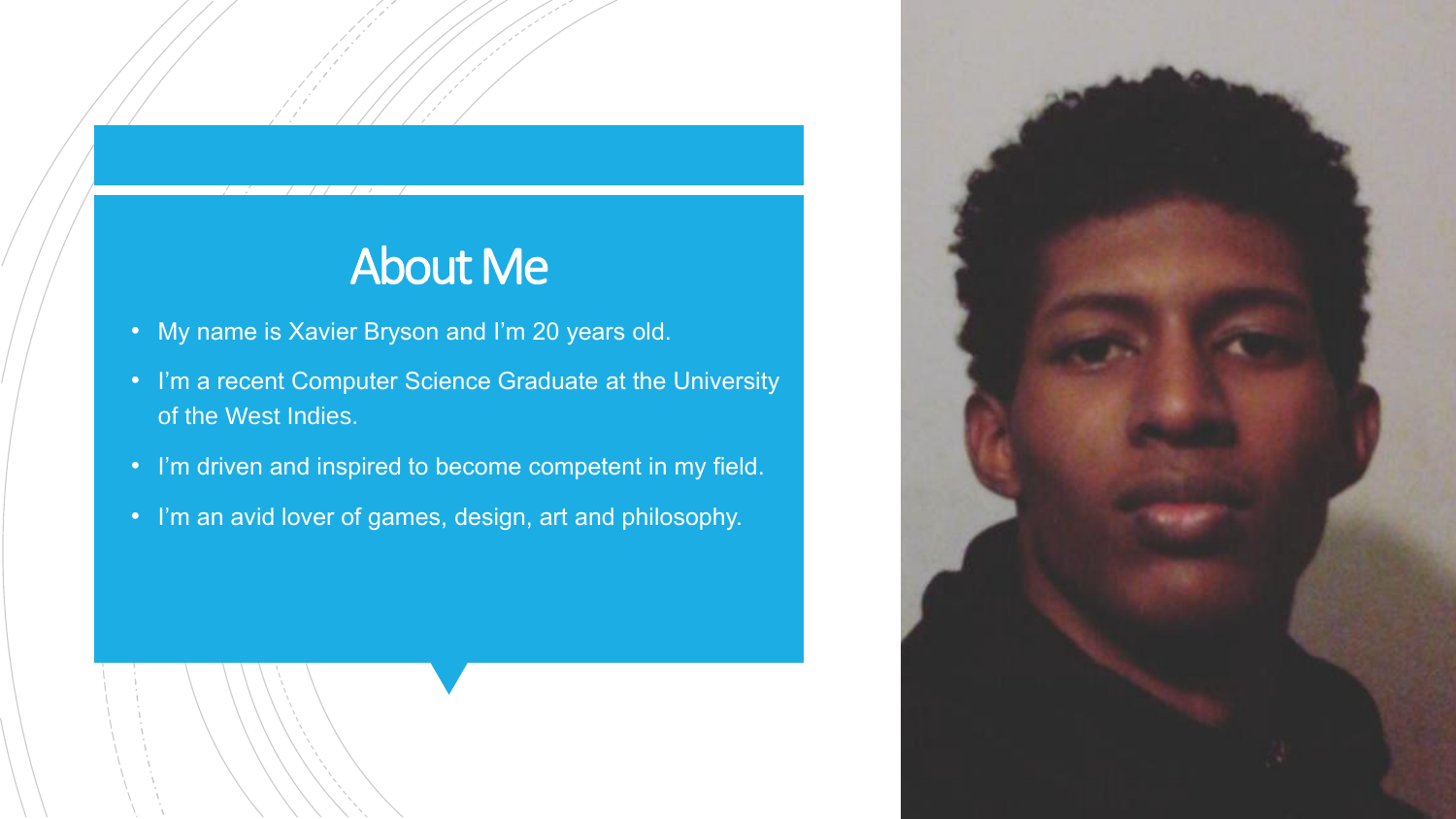# About Me

- My name is Xavier Bryson and I’m 20 years old.
- I’m a recent Computer Science Graduate at the University of the West Indies.
- I’m driven and inspired to become competent in my field.
- I’m an avid lover of games, design, art and philosophy.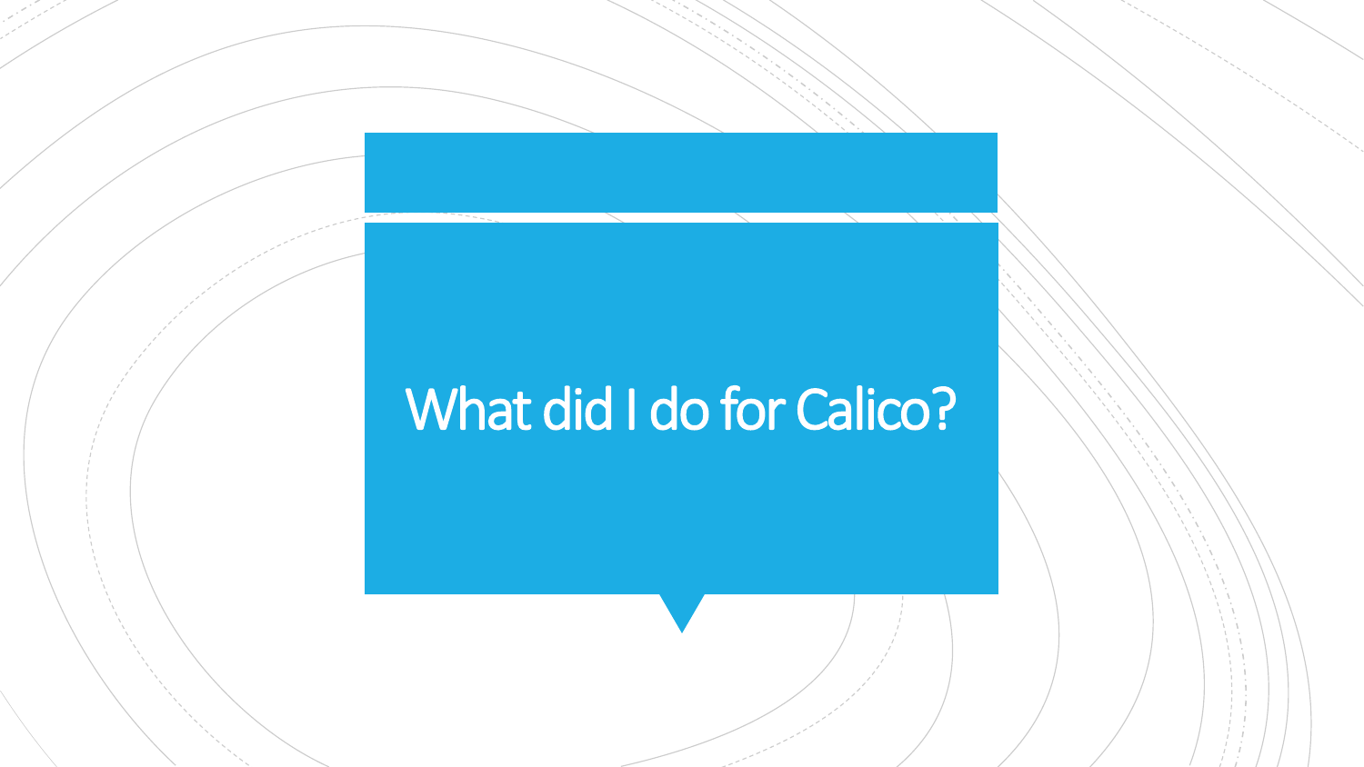# What did I do for Calico?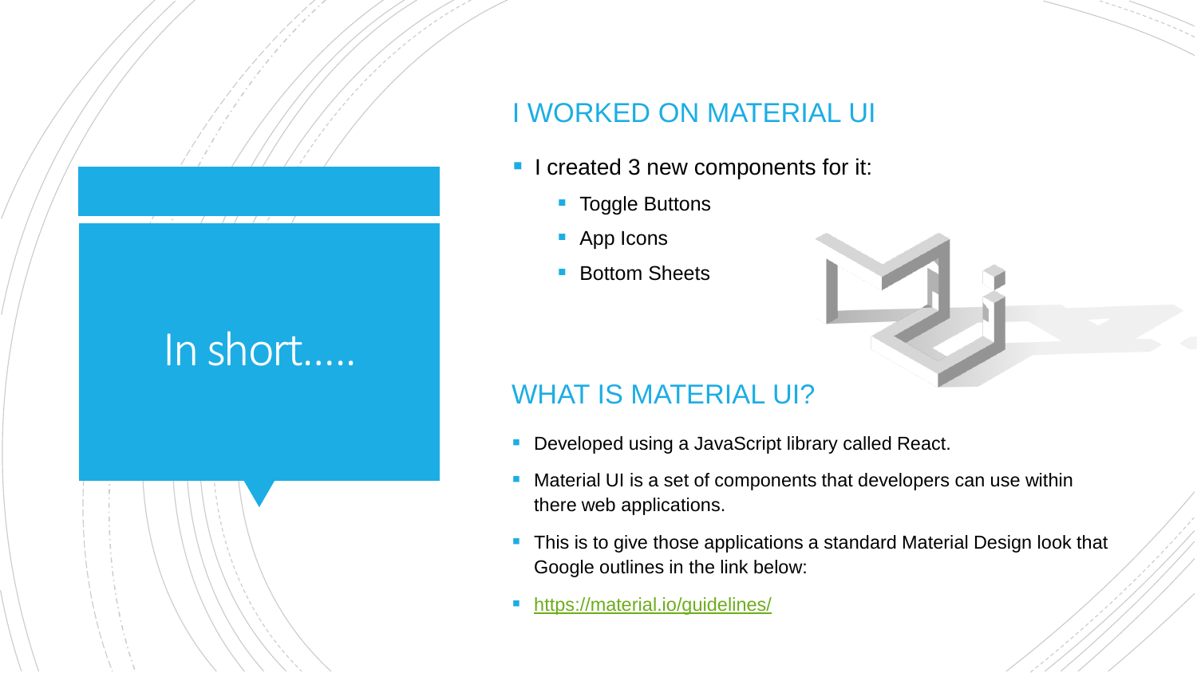# In short.....

## I WORKED ON MATERIAL UI

- I created 3 new components for it:
  - Toggle Buttons
  - App Icons
  - Bottom Sheets

## WHAT IS MATERIAL UI?

- Developed using a JavaScript library called React.
- Material UI is a set of components that developers can use within there web applications.
- This is to give those applications a standard Material Design look that Google outlines in the link below:
- https://material.io/guidelines/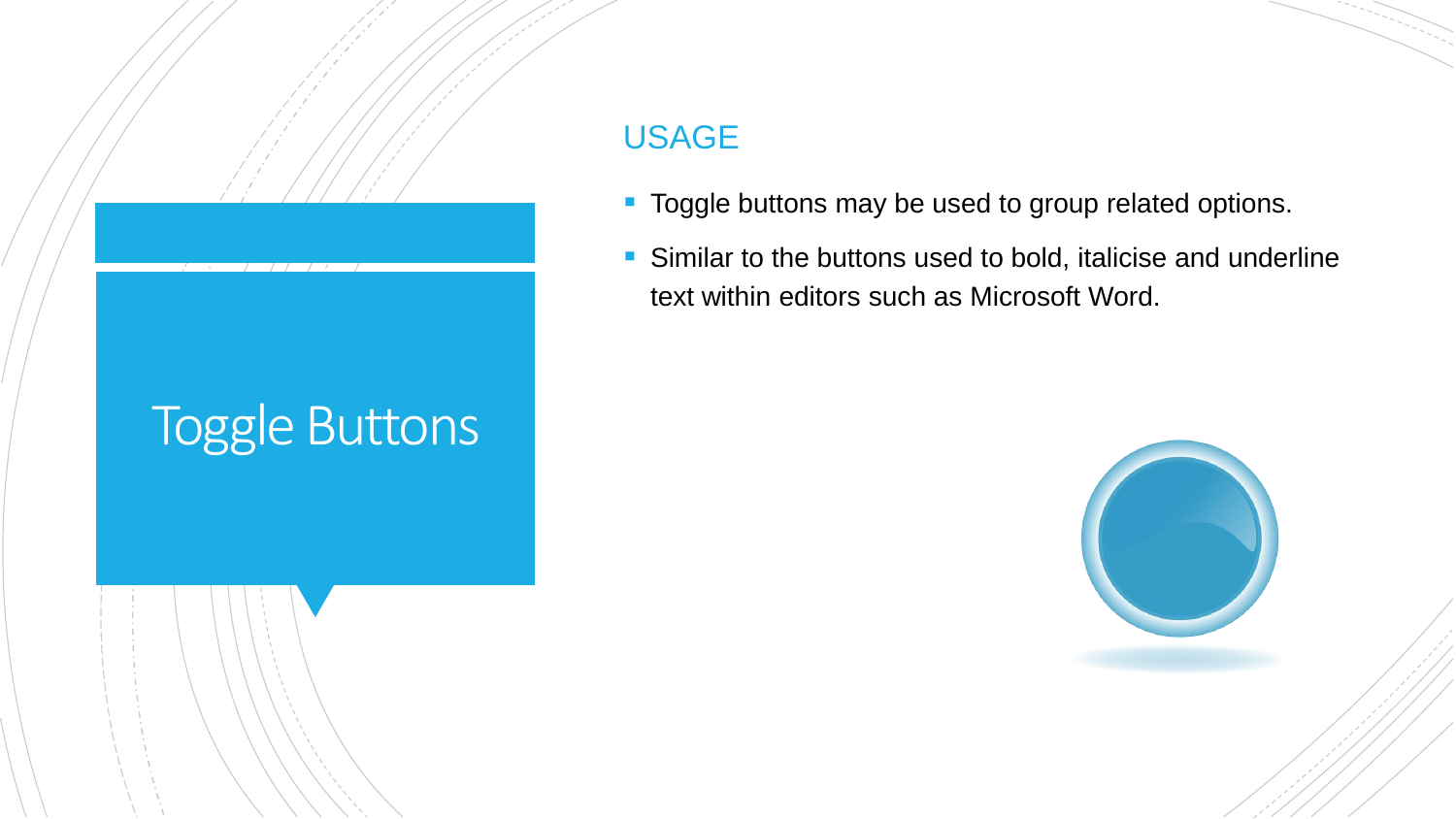# Toggle Buttons

## USAGE

- Toggle buttons may be used to group related options.
- Similar to the buttons used to bold, italicise and underline text within editors such as Microsoft Word.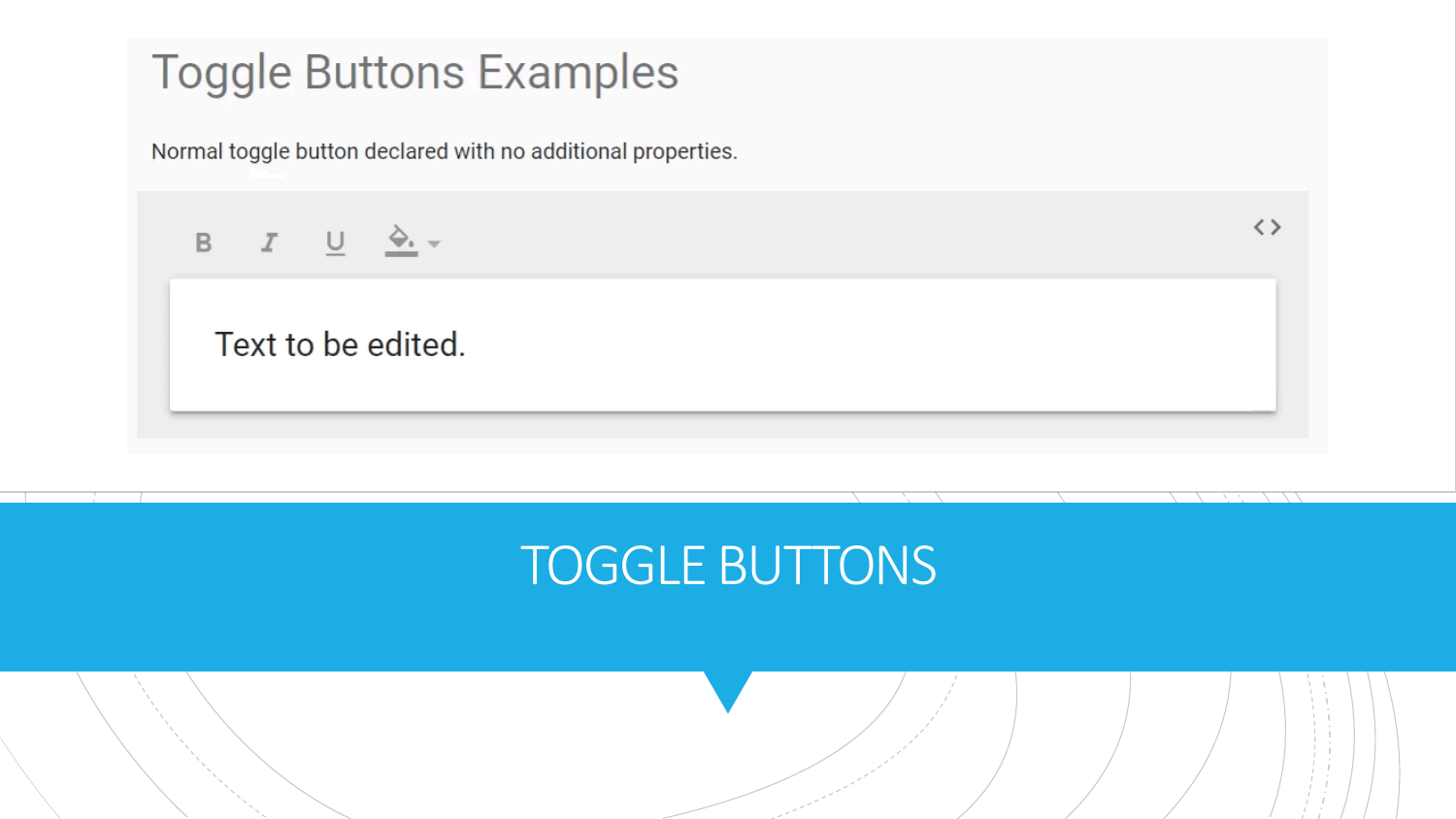# Toggle Buttons Examples

Normal toggle button declared with no additional properties.

B I U

Text to be edited.

# TOGGLE BUTTONS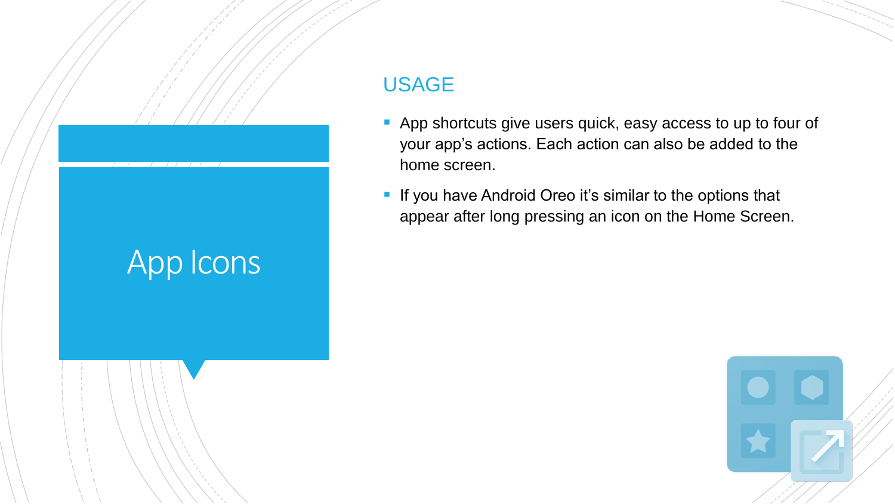# App Icons

## USAGE

- App shortcuts give users quick, easy access to up to four of your app's actions. Each action can also be added to the home screen.
- If you have Android Oreo it's similar to the options that appear after long pressing an icon on the Home Screen.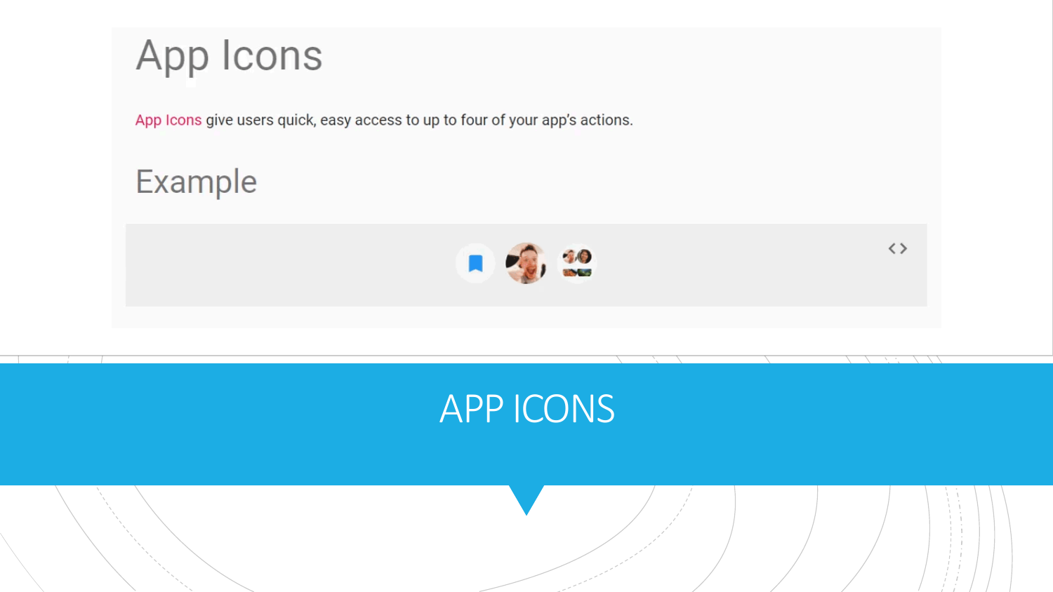# App Icons

App Icons give users quick, easy access to up to four of your app's actions.

## Example

## APP ICONS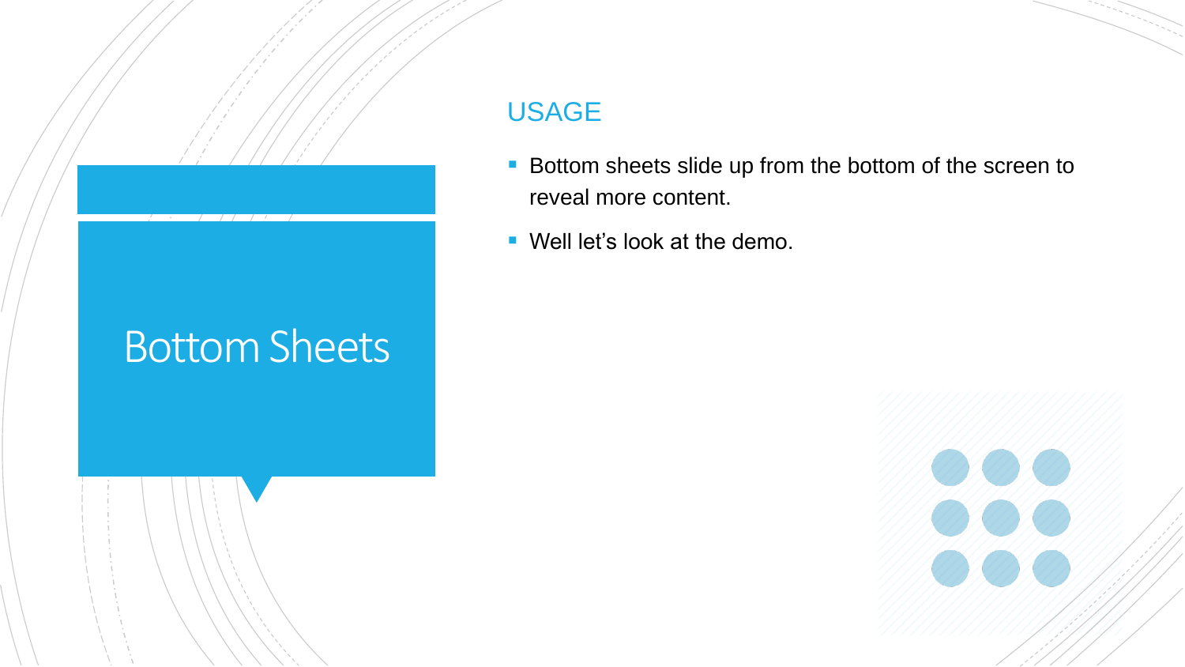# Bottom Sheets

## USAGE

- Bottom sheets slide up from the bottom of the screen to reveal more content.
- Well let’s look at the demo.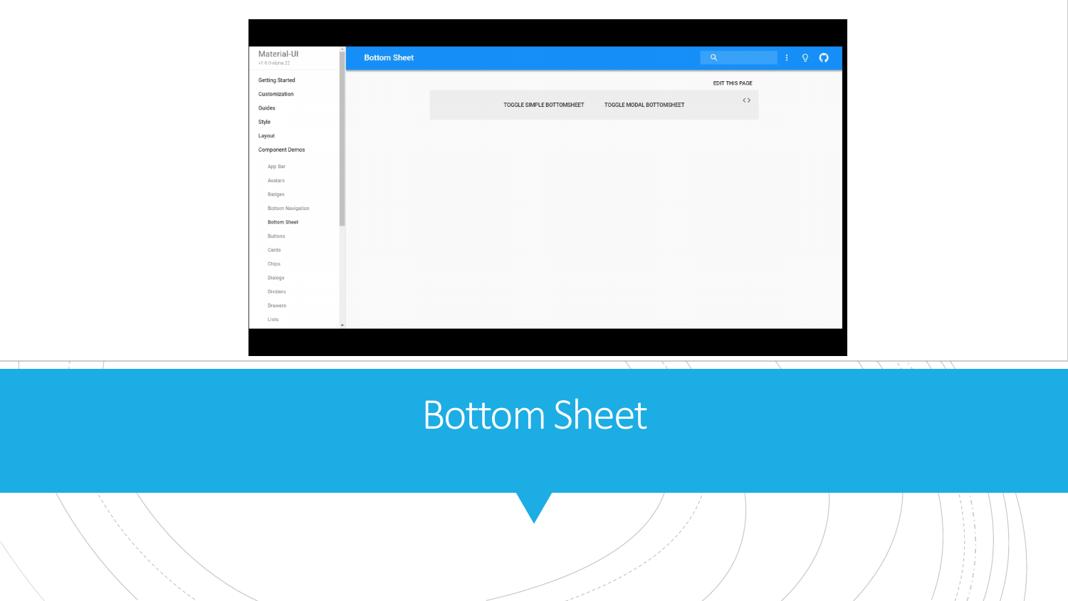# Bottom Sheet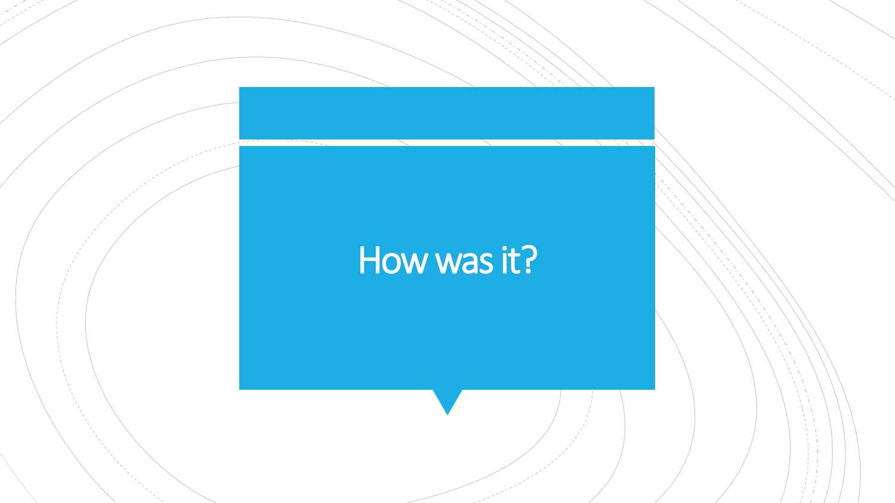# How was it?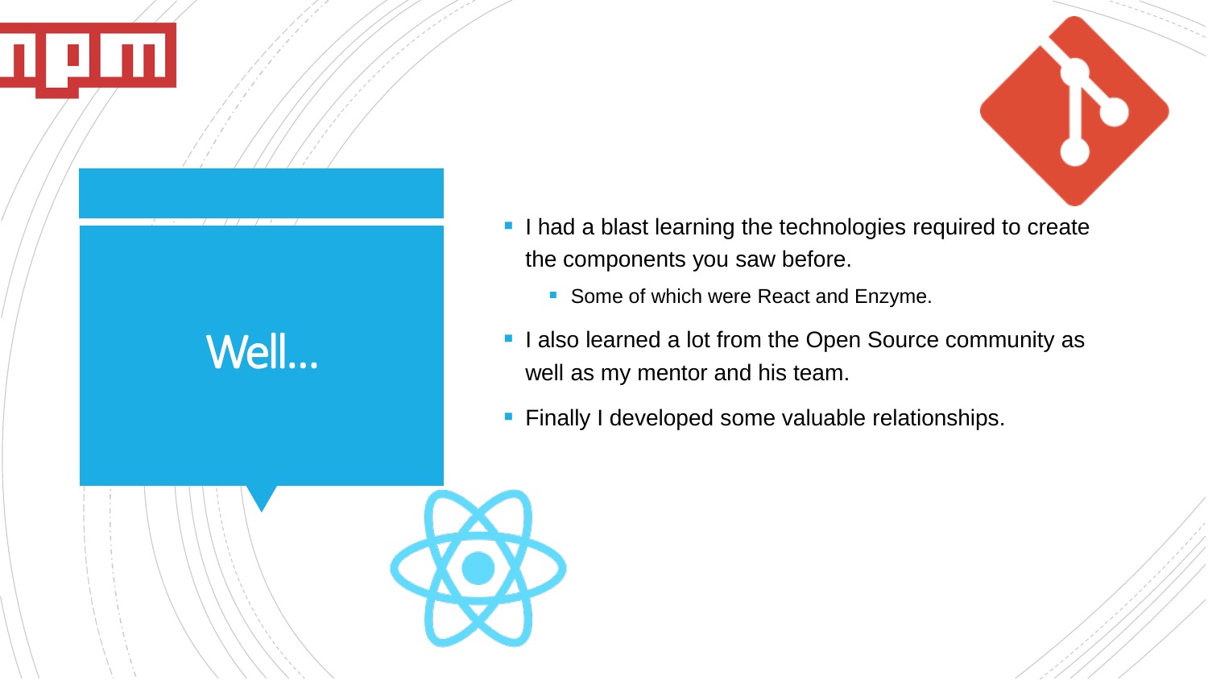# Well…

- I had a blast learning the technologies required to create the components you saw before.
  - Some of which were React and Enzyme.
- I also learned a lot from the Open Source community as well as my mentor and his team.
- Finally I developed some valuable relationships.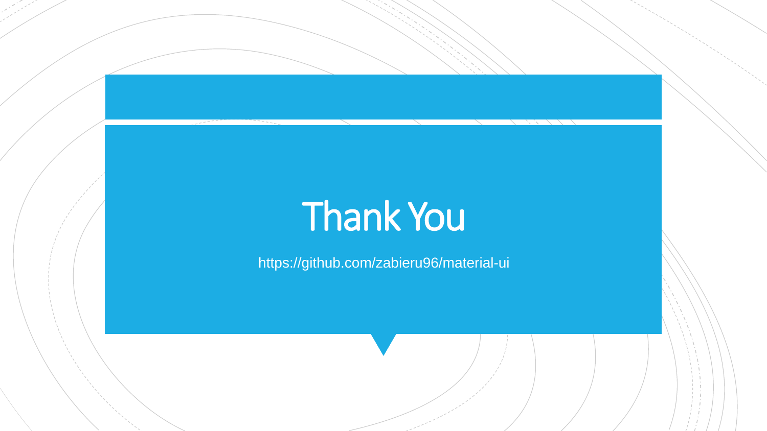# Thank You

https://github.com/zabieru96/material-ui